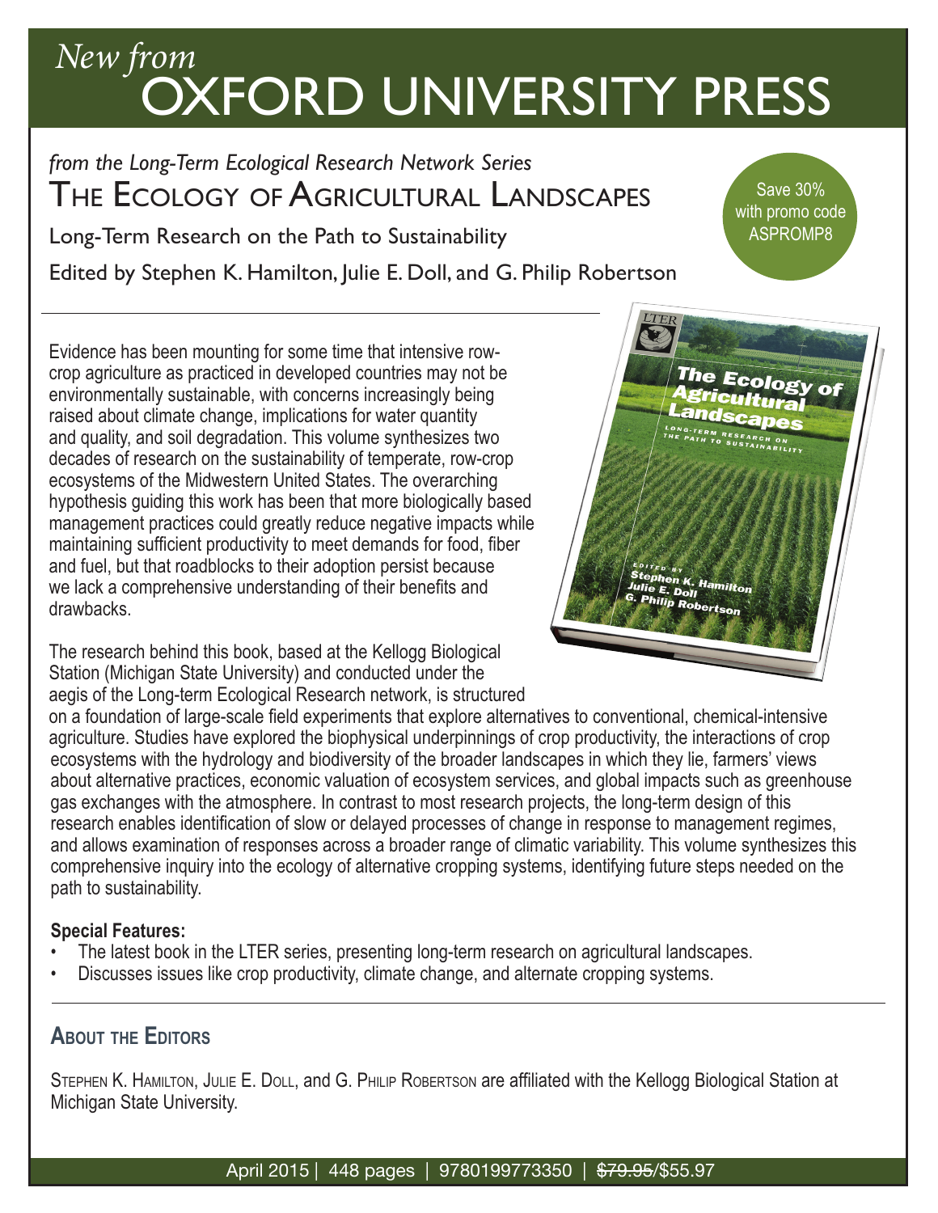*New from*
# OXFORD UNIVERSITY PRESS

*from the Long-Term Ecological Research Network Series*

## The Ecology of Agricultural Landscapes

Long-Term Research on the Path to Sustainability

Edited by Stephen K. Hamilton, Julie E. Doll, and G. Philip Robertson

Save 30% with promo code ASPROMP8

Evidence has been mounting for some time that intensive row-crop agriculture as practiced in developed countries may not be environmentally sustainable, with concerns increasingly being raised about climate change, implications for water quantity and quality, and soil degradation. This volume synthesizes two decades of research on the sustainability of temperate, row-crop ecosystems of the Midwestern United States. The overarching hypothesis guiding this work has been that more biologically based management practices could greatly reduce negative impacts while maintaining sufficient productivity to meet demands for food, fiber and fuel, but that roadblocks to their adoption persist because we lack a comprehensive understanding of their benefits and drawbacks.

The research behind this book, based at the Kellogg Biological Station (Michigan State University) and conducted under the aegis of the Long-term Ecological Research network, is structured on a foundation of large-scale field experiments that explore alternatives to conventional, chemical-intensive agriculture. Studies have explored the biophysical underpinnings of crop productivity, the interactions of crop ecosystems with the hydrology and biodiversity of the broader landscapes in which they lie, farmers' views about alternative practices, economic valuation of ecosystem services, and global impacts such as greenhouse gas exchanges with the atmosphere. In contrast to most research projects, the long-term design of this research enables identification of slow or delayed processes of change in response to management regimes, and allows examination of responses across a broader range of climatic variability. This volume synthesizes this comprehensive inquiry into the ecology of alternative cropping systems, identifying future steps needed on the path to sustainability.

**Special Features:**

- The latest book in the LTER series, presenting long-term research on agricultural landscapes.
- Discusses issues like crop productivity, climate change, and alternate cropping systems.

### About the Editors

Stephen K. Hamilton, Julie E. Doll, and G. Philip Robertson are affiliated with the Kellogg Biological Station at Michigan State University.

April 2015 | 448 pages | 9780199773350 | ~~$79.95~~/$55.97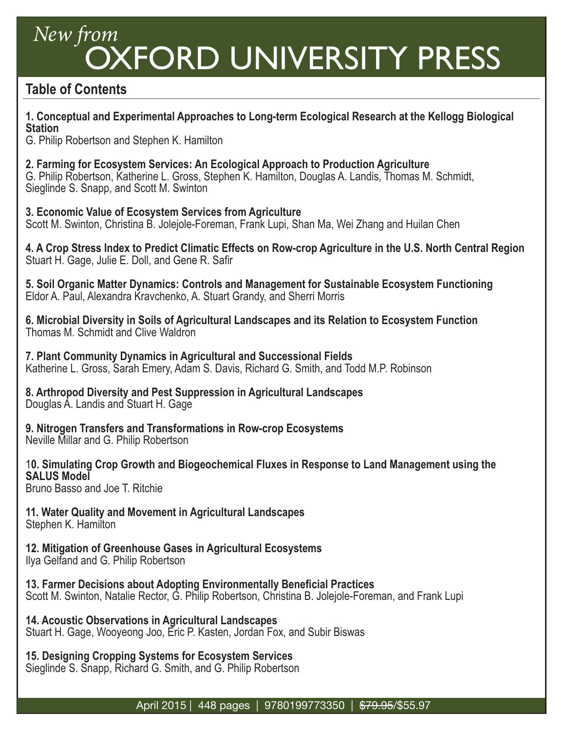*New from*
# OXFORD UNIVERSITY PRESS

## Table of Contents

**1. Conceptual and Experimental Approaches to Long-term Ecological Research at the Kellogg Biological Station**
G. Philip Robertson and Stephen K. Hamilton

**2. Farming for Ecosystem Services: An Ecological Approach to Production Agriculture**
G. Philip Robertson, Katherine L. Gross, Stephen K. Hamilton, Douglas A. Landis, Thomas M. Schmidt, Sieglinde S. Snapp, and Scott M. Swinton

**3. Economic Value of Ecosystem Services from Agriculture**
Scott M. Swinton, Christina B. Jolejole-Foreman, Frank Lupi, Shan Ma, Wei Zhang and Huilan Chen

**4. A Crop Stress Index to Predict Climatic Effects on Row-crop Agriculture in the U.S. North Central Region**
Stuart H. Gage, Julie E. Doll, and Gene R. Safir

**5. Soil Organic Matter Dynamics: Controls and Management for Sustainable Ecosystem Functioning**
Eldor A. Paul, Alexandra Kravchenko, A. Stuart Grandy, and Sherri Morris

**6. Microbial Diversity in Soils of Agricultural Landscapes and its Relation to Ecosystem Function**
Thomas M. Schmidt and Clive Waldron

**7. Plant Community Dynamics in Agricultural and Successional Fields**
Katherine L. Gross, Sarah Emery, Adam S. Davis, Richard G. Smith, and Todd M.P. Robinson

**8. Arthropod Diversity and Pest Suppression in Agricultural Landscapes**
Douglas A. Landis and Stuart H. Gage

**9. Nitrogen Transfers and Transformations in Row-crop Ecosystems**
Neville Millar and G. Philip Robertson

**10. Simulating Crop Growth and Biogeochemical Fluxes in Response to Land Management using the SALUS Model**
Bruno Basso and Joe T. Ritchie

**11. Water Quality and Movement in Agricultural Landscapes**
Stephen K. Hamilton

**12. Mitigation of Greenhouse Gases in Agricultural Ecosystems**
Ilya Gelfand and G. Philip Robertson

**13. Farmer Decisions about Adopting Environmentally Beneficial Practices**
Scott M. Swinton, Natalie Rector, G. Philip Robertson, Christina B. Jolejole-Foreman, and Frank Lupi

**14. Acoustic Observations in Agricultural Landscapes**
Stuart H. Gage, Wooyeong Joo, Eric P. Kasten, Jordan Fox, and Subir Biswas

**15. Designing Cropping Systems for Ecosystem Services**
Sieglinde S. Snapp, Richard G. Smith, and G. Philip Robertson

April 2015 | 448 pages | 9780199773350 | ~~$79.95~~/$55.97